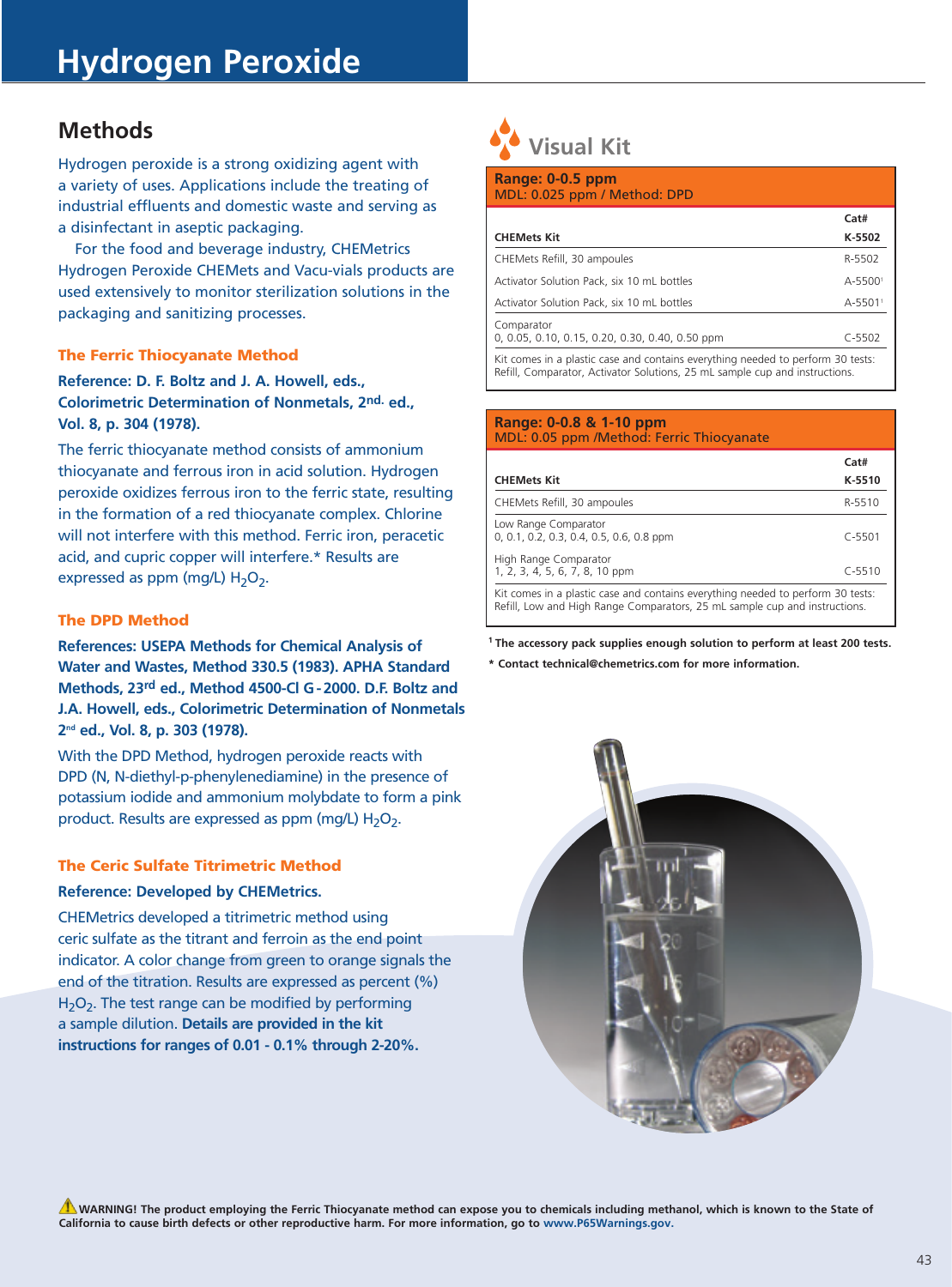# Hydrogen Peroxide

## Methods

Hydrogen peroxide is a strong oxidizing agent with a variety of uses. Applications include the treating of industrial effluents and domestic waste and serving as a disinfectant in aseptic packaging.

For the food and beverage industry, CHEMetrics Hydrogen Peroxide CHEMets and Vacu-vials products are used extensively to monitor sterilization solutions in the packaging and sanitizing processes.

### The Ferric Thiocyanate Method

**Reference: D. F. Boltz and J. A. Howell, eds., Colorimetric Determination of Nonmetals, 2nd. ed., Vol. 8, p. 304 (1978).**

The ferric thiocyanate method consists of ammonium thiocyanate and ferrous iron in acid solution. Hydrogen peroxide oxidizes ferrous iron to the ferric state, resulting in the formation of a red thiocyanate complex. Chlorine will not interfere with this method. Ferric iron, peracetic acid, and cupric copper will interfere.* Results are expressed as ppm (mg/L) $H_2O_2$.

### The DPD Method

**References: USEPA Methods for Chemical Analysis of Water and Wastes, Method 330.5 (1983). APHA Standard Methods, 23rd ed., Method 4500-Cl G-2000. D.F. Boltz and J.A. Howell, eds., Colorimetric Determination of Nonmetals 2nd ed., Vol. 8, p. 303 (1978).**

With the DPD Method, hydrogen peroxide reacts with DPD (N, N-diethyl-p-phenylenediamine) in the presence of potassium iodide and ammonium molybdate to form a pink product. Results are expressed as ppm (mg/L) $H_2O_2$.

### The Ceric Sulfate Titrimetric Method

**Reference: Developed by CHEMetrics.**

CHEMetrics developed a titrimetric method using ceric sulfate as the titrant and ferroin as the end point indicator. A color change from green to orange signals the end of the titration. Results are expressed as percent (%) $H_2O_2$. The test range can be modified by performing a sample dilution. **Details are provided in the kit instructions for ranges of 0.01 - 0.1% through 2-20%.**

## Visual Kit

**Range: 0-0.5 ppm**
MDL: 0.025 ppm / Method: DPD

| **CHEMets Kit** | **Cat# K-5502** |
|---|---|
| CHEMets Refill, 30 ampoules | R-5502 |
| Activator Solution Pack, six 10 mL bottles | A-5500[1] |
| Activator Solution Pack, six 10 mL bottles | A-5501[1] |
| Comparator 0, 0.05, 0.10, 0.15, 0.20, 0.30, 0.40, 0.50 ppm | C-5502 |

Kit comes in a plastic case and contains everything needed to perform 30 tests: Refill, Comparator, Activator Solutions, 25 mL sample cup and instructions.

**Range: 0-0.8 & 1-10 ppm**
MDL: 0.05 ppm /Method: Ferric Thiocyanate

| **CHEMets Kit** | **Cat# K-5510** |
|---|---|
| CHEMets Refill, 30 ampoules | R-5510 |
| Low Range Comparator 0, 0.1, 0.2, 0.3, 0.4, 0.5, 0.6, 0.8 ppm | C-5501 |
| High Range Comparator 1, 2, 3, 4, 5, 6, 7, 8, 10 ppm | C-5510 |

Kit comes in a plastic case and contains everything needed to perform 30 tests: Refill, Low and High Range Comparators, 25 mL sample cup and instructions.

**[1] The accessory pack supplies enough solution to perform at least 200 tests.**

**\* Contact technical@chemetrics.com for more information.**

**WARNING! The product employing the Ferric Thiocyanate method can expose you to chemicals including methanol, which is known to the State of California to cause birth defects or other reproductive harm. For more information, go to www.P65Warnings.gov.**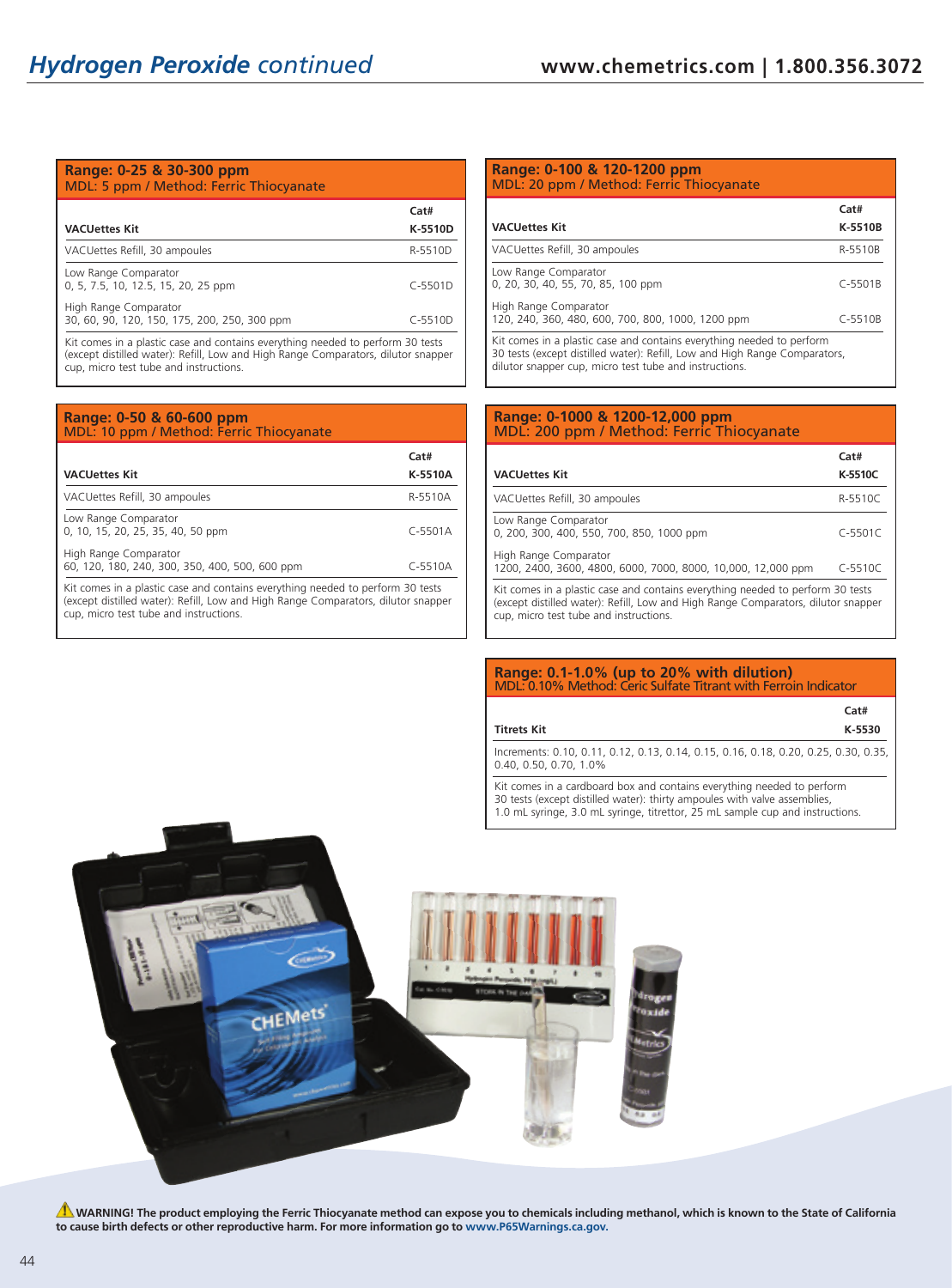# *Hydrogen Peroxide continued*

## Range: 0-25 & 30-300 ppm

MDL: 5 ppm / Method: Ferric Thiocyanate

| VACUettes Kit | Cat# K-5510D |
|---|---|
| VACUettes Refill, 30 ampoules | R-5510D |
| Low Range Comparator 0, 5, 7.5, 10, 12.5, 15, 20, 25 ppm | C-5501D |
| High Range Comparator 30, 60, 90, 120, 150, 175, 200, 250, 300 ppm | C-5510D |

Kit comes in a plastic case and contains everything needed to perform 30 tests (except distilled water): Refill, Low and High Range Comparators, dilutor snapper cup, micro test tube and instructions.

## Range: 0-50 & 60-600 ppm

MDL: 10 ppm / Method: Ferric Thiocyanate

| VACUettes Kit | Cat# K-5510A |
|---|---|
| VACUettes Refill, 30 ampoules | R-5510A |
| Low Range Comparator 0, 10, 15, 20, 25, 35, 40, 50 ppm | C-5501A |
| High Range Comparator 60, 120, 180, 240, 300, 350, 400, 500, 600 ppm | C-5510A |

Kit comes in a plastic case and contains everything needed to perform 30 tests (except distilled water): Refill, Low and High Range Comparators, dilutor snapper cup, micro test tube and instructions.

## Range: 0-100 & 120-1200 ppm

MDL: 20 ppm / Method: Ferric Thiocyanate

| VACUettes Kit | Cat# K-5510B |
|---|---|
| VACUettes Refill, 30 ampoules | R-5510B |
| Low Range Comparator 0, 20, 30, 40, 55, 70, 85, 100 ppm | C-5501B |
| High Range Comparator 120, 240, 360, 480, 600, 700, 800, 1000, 1200 ppm | C-5510B |

Kit comes in a plastic case and contains everything needed to perform 30 tests (except distilled water): Refill, Low and High Range Comparators, dilutor snapper cup, micro test tube and instructions.

## Range: 0-1000 & 1200-12,000 ppm

MDL: 200 ppm / Method: Ferric Thiocyanate

| VACUettes Kit | Cat# K-5510C |
|---|---|
| VACUettes Refill, 30 ampoules | R-5510C |
| Low Range Comparator 0, 200, 300, 400, 550, 700, 850, 1000 ppm | C-5501C |
| High Range Comparator 1200, 2400, 3600, 4800, 6000, 7000, 8000, 10,000, 12,000 ppm | C-5510C |

Kit comes in a plastic case and contains everything needed to perform 30 tests (except distilled water): Refill, Low and High Range Comparators, dilutor snapper cup, micro test tube and instructions.

## Range: 0.1-1.0% (up to 20% with dilution)

MDL: 0.10% Method: Ceric Sulfate Titrant with Ferroin Indicator

| Titrets Kit | Cat# K-5530 |
|---|---|

Increments: 0.10, 0.11, 0.12, 0.13, 0.14, 0.15, 0.16, 0.18, 0.20, 0.25, 0.30, 0.35, 0.40, 0.50, 0.70, 1.0%

Kit comes in a cardboard box and contains everything needed to perform 30 tests (except distilled water): thirty ampoules with valve assemblies, 1.0 mL syringe, 3.0 mL syringe, titrettor, 25 mL sample cup and instructions.

**⚠ WARNING! The product employing the Ferric Thiocyanate method can expose you to chemicals including methanol, which is known to the State of California to cause birth defects or other reproductive harm. For more information go to www.P65Warnings.ca.gov.**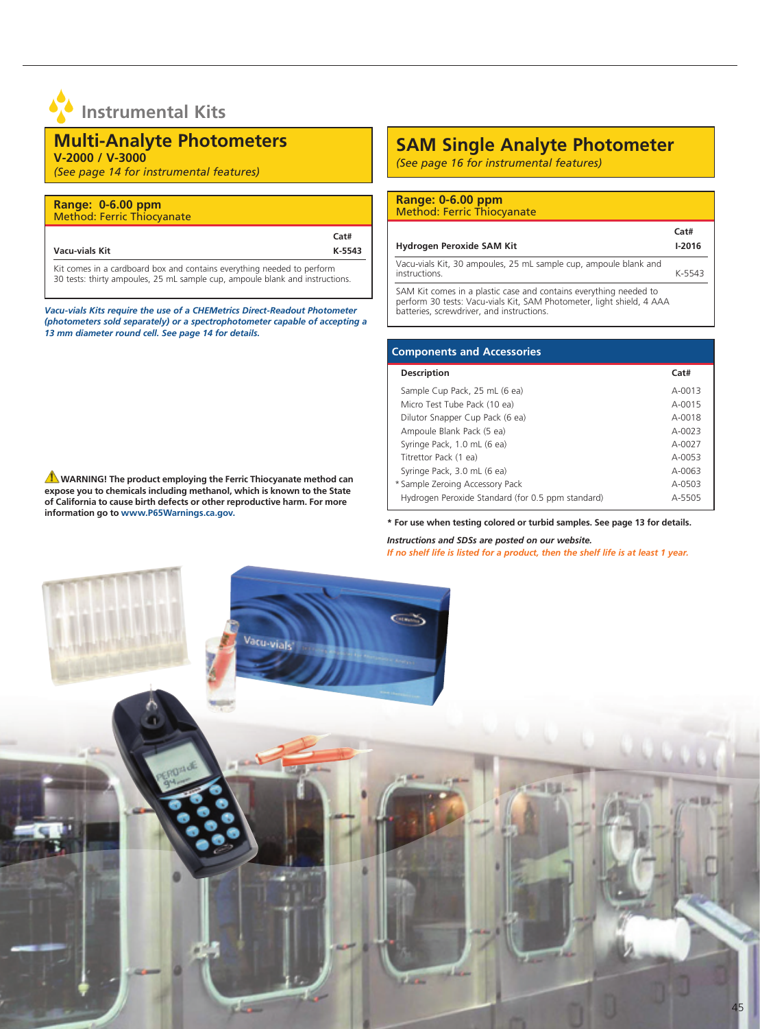# Instrumental Kits

## Multi-Analyte Photometers

**V-2000 / V-3000**

*(See page 14 for instrumental features)*

**Range: 0-6.00 ppm**
Method: Ferric Thiocyanate

| | Cat# |
|---|---|
| **Vacu-vials Kit** | **K-5543** |

Kit comes in a cardboard box and contains everything needed to perform 30 tests: thirty ampoules, 25 mL sample cup, ampoule blank and instructions.

***Vacu-vials Kits require the use of a CHEMetrics Direct-Readout Photometer (photometers sold separately) or a spectrophotometer capable of accepting a 13 mm diameter round cell. See page 14 for details.***

**WARNING! The product employing the Ferric Thiocyanate method can expose you to chemicals including methanol, which is known to the State of California to cause birth defects or other reproductive harm. For more information go to www.P65Warnings.ca.gov.**

## SAM Single Analyte Photometer

*(See page 16 for instrumental features)*

**Range: 0-6.00 ppm**
Method: Ferric Thiocyanate

| | Cat# |
|---|---|
| **Hydrogen Peroxide SAM Kit** | **I-2016** |
| Vacu-vials Kit, 30 ampoules, 25 mL sample cup, ampoule blank and instructions. | K-5543 |

SAM Kit comes in a plastic case and contains everything needed to perform 30 tests: Vacu-vials Kit, SAM Photometer, light shield, 4 AAA batteries, screwdriver, and instructions.

### Components and Accessories

| Description | Cat# |
|---|---|
| Sample Cup Pack, 25 mL (6 ea) | A-0013 |
| Micro Test Tube Pack (10 ea) | A-0015 |
| Dilutor Snapper Cup Pack (6 ea) | A-0018 |
| Ampoule Blank Pack (5 ea) | A-0023 |
| Syringe Pack, 1.0 mL (6 ea) | A-0027 |
| Titrettor Pack (1 ea) | A-0053 |
| Syringe Pack, 3.0 mL (6 ea) | A-0063 |
| * Sample Zeroing Accessory Pack | A-0503 |
| Hydrogen Peroxide Standard (for 0.5 ppm standard) | A-5505 |

**\* For use when testing colored or turbid samples. See page 13 for details.**

***Instructions and SDSs are posted on our website.***

***If no shelf life is listed for a product, then the shelf life is at least 1 year.***